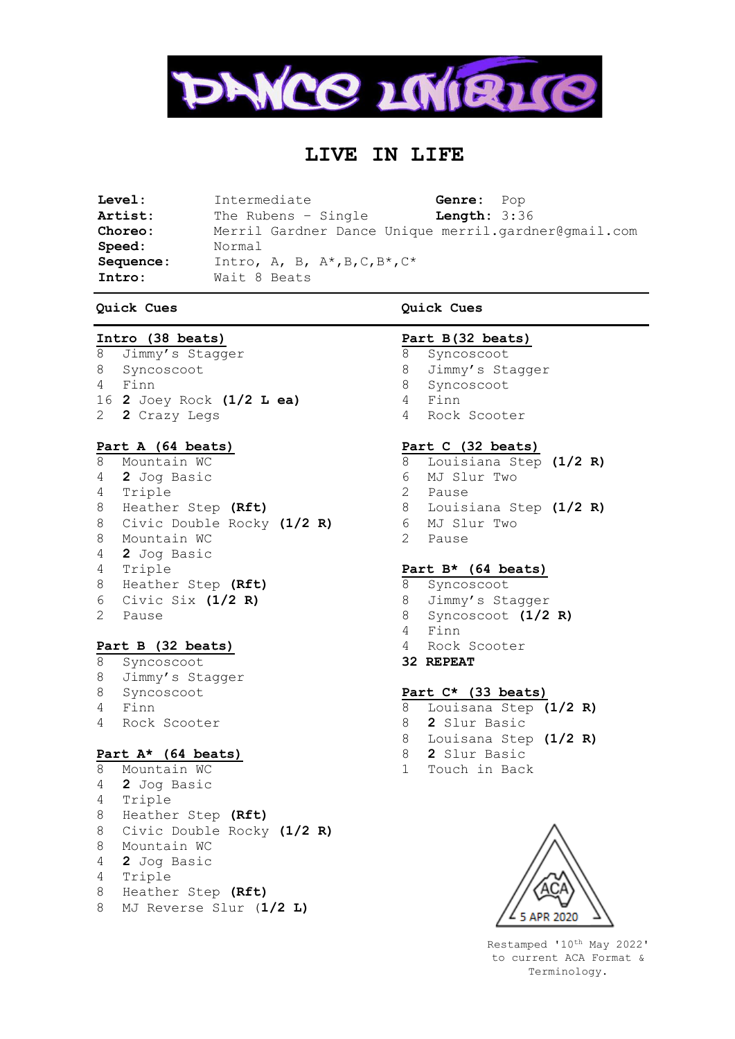# DANCE UNIQUE

## LIVE IN LIFE

| | | | |
|---|---|---|---|
| **Level:** | Intermediate | **Genre:** | Pop |
| **Artist:** | The Rubens - Single | **Length:** | 3:36 |
| **Choreo:** | Merril Gardner Dance Unique merril.gardner@gmail.com | | |
| **Speed:** | Normal | | |
| **Sequence:** | Intro, A, B, A*,B,C,B*,C* | | |
| **Intro:** | Wait 8 Beats | | |

### Quick Cues

**Intro (38 beats)**

8 Jimmy's Stagger
8 Syncoscoot
4 Finn
16 **2** Joey Rock **(1/2 L ea)**
2 **2** Crazy Legs

**Part A (64 beats)**

8 Mountain WC
4 **2** Jog Basic
4 Triple
8 Heather Step **(Rft)**
8 Civic Double Rocky **(1/2 R)**
8 Mountain WC
4 **2** Jog Basic
4 Triple
8 Heather Step **(Rft)**
6 Civic Six **(1/2 R)**
2 Pause

**Part B (32 beats)**

8 Syncoscoot
8 Jimmy's Stagger
8 Syncoscoot
4 Finn
4 Rock Scooter

**Part A* (64 beats)**

8 Mountain WC
4 **2** Jog Basic
4 Triple
8 Heather Step **(Rft)**
8 Civic Double Rocky **(1/2 R)**
8 Mountain WC
4 **2** Jog Basic
4 Triple
8 Heather Step **(Rft)**
8 MJ Reverse Slur (**1/2 L)**

**Part B(32 beats)**

8 Syncoscoot
8 Jimmy's Stagger
8 Syncoscoot
4 Finn
4 Rock Scooter

**Part C (32 beats)**

8 Louisiana Step **(1/2 R)**
6 MJ Slur Two
2 Pause
8 Louisiana Step **(1/2 R)**
6 MJ Slur Two
2 Pause

**Part B* (64 beats)**

8 Syncoscoot
8 Jimmy's Stagger
8 Syncoscoot **(1/2 R)**
4 Finn
4 Rock Scooter
**32 REPEAT**

**Part C* (33 beats)**

8 Louisana Step **(1/2 R)**
8 **2** Slur Basic
8 Louisana Step **(1/2 R)**
8 **2** Slur Basic
1 Touch in Back

ACA 5 APR 2020

Restamped '10th May 2022' to current ACA Format & Terminology.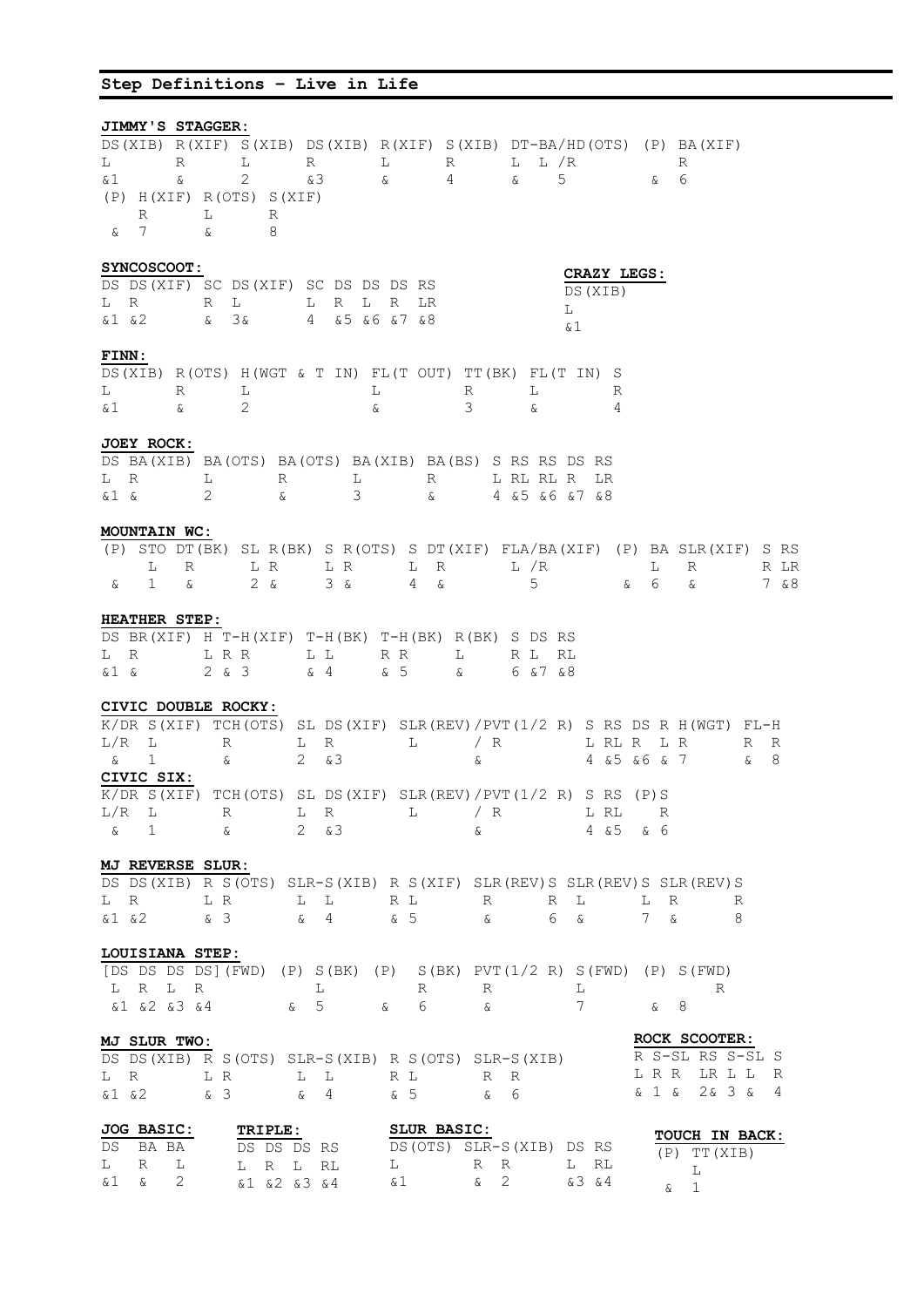## Step Definitions – Live in Life

**JIMMY'S STAGGER:**

```
DS(XIB) R(XIF) S(XIB) DS(XIB) R(XIF) S(XIB) DT-BA/HD(OTS) (P) BA(XIF)
L       R      L      R       L      R      L  L /R           R
&1      &      2      &3      &      4      &   5          &  6
(P) H(XIF) R(OTS) S(XIF)
    R      L      R
 &  7      &      8
```

**SYNCOSCOOT:**

```
DS DS(XIF) SC DS(XIF) SC DS DS DS RS
L  R          R  L       L  R  L  R  LR
&1 &2         &  3&      4  &5 &6 &7 &8
```

**CRAZY LEGS:**

```
DS(XIB)
L
&1
```

**FINN:**

```
DS(XIB) R(OTS) H(WGT & T IN) FL(T OUT) TT(BK) FL(T IN) S
L       R      L             L         R      L        R
&1      &      2             &         3      &        4
```

**JOEY ROCK:**

```
DS BA(XIB) BA(OTS) BA(OTS) BA(XIB) BA(BS) S RS RS DS RS
L  R       L       R       L       R      L RL RL R  LR
&1 &       2       &       3       &      4 &5 &6 &7 &8
```

**MOUNTAIN WC:**

```
(P) STO DT(BK) SL R(BK) S R(OTS) S DT(XIF) FLA/BA(XIF) (P) BA SLR(XIF) S RS
    L   R         L R     L R      L  R      L /R           L  R          R LR
 &  1   &         2 &     3 &      4  &      5           &  6  &          7 &8
```

**HEATHER STEP:**

```
DS BR(XIF) H T-H(XIF) T-H(BK) T-H(BK) R(BK) S DS RS
L  R       L R R      L L     R R     L     R L  RL
&1 &       2 & 3      & 4     & 5     &     6 &7 &8
```

**CIVIC DOUBLE ROCKY:**

```
K/DR S(XIF) TCH(OTS) SL DS(XIF) SLR(REV)/PVT(1/2 R) S RS DS R H(WGT) FL-H
L/R  L      R        L  R       L       / R         L RL R  L R      R  R
 &   1      &        2  &3              &           4 &5 &6 & 7      &  8
```

**CIVIC SIX:**

```
K/DR S(XIF) TCH(OTS) SL DS(XIF) SLR(REV)/PVT(1/2 R) S RS (P)S
L/R  L      R        L  R       L       / R         L RL    R
 &   1      &        2  &3              &           4 &5  & 6
```

**MJ REVERSE SLUR:**

```
DS DS(XIB) R S(OTS) SLR-S(XIB) R S(XIF) SLR(REV)S SLR(REV)S SLR(REV)S
L  R       L R      L L        R L      R        R L       L R       R
&1 &2      & 3      & 4        & 5      &        6 &       7 &       8
```

**LOUISIANA STEP:**

```
[DS DS DS DS](FWD) (P) S(BK) (P)  S(BK) PVT(1/2 R) S(FWD) (P) S(FWD)
 L  R  L  R            L          R     R          L             R
 &1 &2 &3 &4        &  5      &   6     &          7        &  8
```

**MJ SLUR TWO:**

```
DS DS(XIB) R S(OTS) SLR-S(XIB) R S(OTS) SLR-S(XIB)
L  R       L R      L L        R L      R R
&1 &2      & 3      & 4        & 5      & 6
```

**ROCK SCOOTER:**

```
R S-SL RS S-SL S
L R R  LR L L  R
& 1 &  2& 3 &  4
```

**JOG BASIC:**

```
DS BA BA
L  R  L
&1 &  2
```

**TRIPLE:**

```
DS DS DS RS
L  R  L  RL
&1 &2 &3 &4
```

**SLUR BASIC:**

```
DS(OTS) SLR-S(XIB) DS RS
L       R R        L  RL
&1      & 2        &3 &4
```

**TOUCH IN BACK:**

```
(P) TT(XIB)
    L
 &  1
```